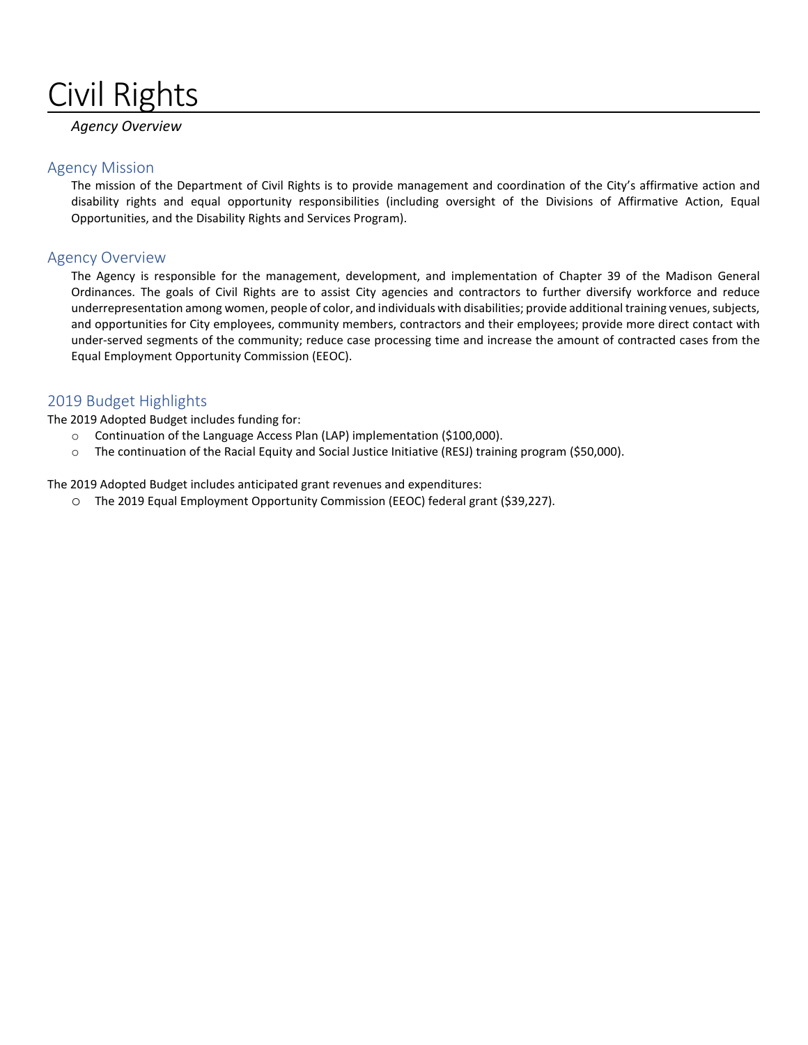# Civil Rights

*Agency Overview*

## Agency Mission

The mission of the Department of Civil Rights is to provide management and coordination of the City's affirmative action and disability rights and equal opportunity responsibilities (including oversight of the Divisions of Affirmative Action, Equal Opportunities, and the Disability Rights and Services Program).

## Agency Overview

The Agency is responsible for the management, development, and implementation of Chapter 39 of the Madison General Ordinances. The goals of Civil Rights are to assist City agencies and contractors to further diversify workforce and reduce underrepresentation among women, people of color, and individuals with disabilities; provide additional training venues, subjects, and opportunities for City employees, community members, contractors and their employees; provide more direct contact with under-served segments of the community; reduce case processing time and increase the amount of contracted cases from the Equal Employment Opportunity Commission (EEOC).

## 2019 Budget Highlights

The 2019 Adopted Budget includes funding for:

- Continuation of the Language Access Plan (LAP) implementation ($100,000).
- The continuation of the Racial Equity and Social Justice Initiative (RESJ) training program ($50,000).

The 2019 Adopted Budget includes anticipated grant revenues and expenditures:

- The 2019 Equal Employment Opportunity Commission (EEOC) federal grant ($39,227).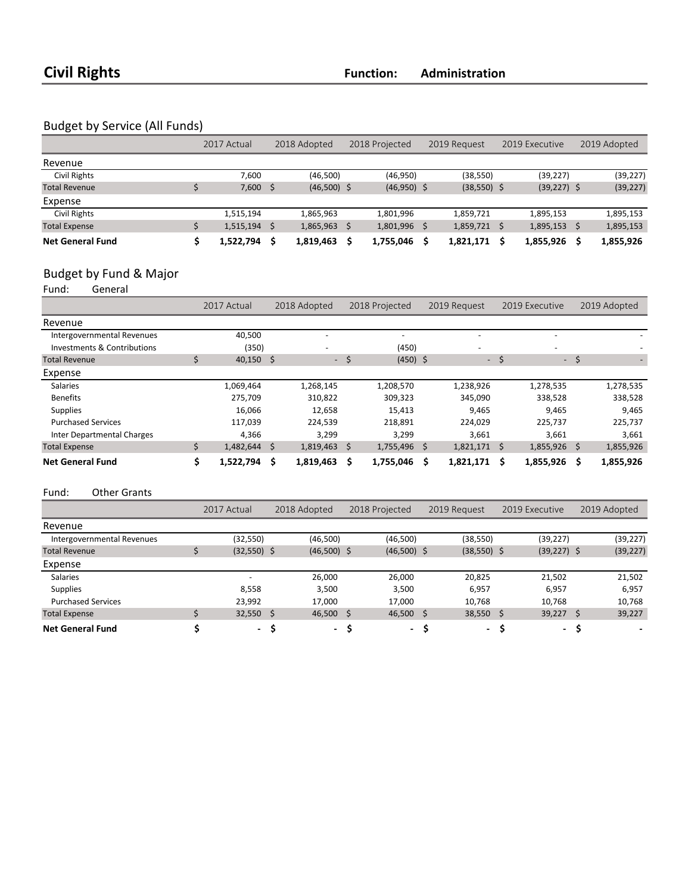# Civil Rights

**Function:** Administration

## Budget by Service (All Funds)

| | 2017 Actual | 2018 Adopted | 2018 Projected | 2019 Request | 2019 Executive | 2019 Adopted |
|---|---|---|---|---|---|---|
| **Revenue** | | | | | | |
| Civil Rights | 7,600 | (46,500) | (46,950) | (38,550) | (39,227) | (39,227) |
| Total Revenue | $ 7,600 | $ (46,500) | $ (46,950) | $ (38,550) | $ (39,227) | $ (39,227) |
| **Expense** | | | | | | |
| Civil Rights | 1,515,194 | 1,865,963 | 1,801,996 | 1,859,721 | 1,895,153 | 1,895,153 |
| Total Expense | $ 1,515,194 | $ 1,865,963 | $ 1,801,996 | $ 1,859,721 | $ 1,895,153 | $ 1,895,153 |
| **Net General Fund** | **$ 1,522,794** | **$ 1,819,463** | **$ 1,755,046** | **$ 1,821,171** | **$ 1,855,926** | **$ 1,855,926** |

## Budget by Fund & Major

Fund: General

| | 2017 Actual | 2018 Adopted | 2018 Projected | 2019 Request | 2019 Executive | 2019 Adopted |
|---|---|---|---|---|---|---|
| **Revenue** | | | | | | |
| Intergovernmental Revenues | 40,500 | - | - | - | - | - |
| Investments & Contributions | (350) | - | (450) | - | - | - |
| Total Revenue | $ 40,150 | $ - | $ (450) | $ - | $ - | $ - |
| **Expense** | | | | | | |
| Salaries | 1,069,464 | 1,268,145 | 1,208,570 | 1,238,926 | 1,278,535 | 1,278,535 |
| Benefits | 275,709 | 310,822 | 309,323 | 345,090 | 338,528 | 338,528 |
| Supplies | 16,066 | 12,658 | 15,413 | 9,465 | 9,465 | 9,465 |
| Purchased Services | 117,039 | 224,539 | 218,891 | 224,029 | 225,737 | 225,737 |
| Inter Departmental Charges | 4,366 | 3,299 | 3,299 | 3,661 | 3,661 | 3,661 |
| Total Expense | $ 1,482,644 | $ 1,819,463 | $ 1,755,496 | $ 1,821,171 | $ 1,855,926 | $ 1,855,926 |
| **Net General Fund** | **$ 1,522,794** | **$ 1,819,463** | **$ 1,755,046** | **$ 1,821,171** | **$ 1,855,926** | **$ 1,855,926** |

Fund: Other Grants

| | 2017 Actual | 2018 Adopted | 2018 Projected | 2019 Request | 2019 Executive | 2019 Adopted |
|---|---|---|---|---|---|---|
| **Revenue** | | | | | | |
| Intergovernmental Revenues | (32,550) | (46,500) | (46,500) | (38,550) | (39,227) | (39,227) |
| Total Revenue | $ (32,550) | $ (46,500) | $ (46,500) | $ (38,550) | $ (39,227) | $ (39,227) |
| **Expense** | | | | | | |
| Salaries | - | 26,000 | 26,000 | 20,825 | 21,502 | 21,502 |
| Supplies | 8,558 | 3,500 | 3,500 | 6,957 | 6,957 | 6,957 |
| Purchased Services | 23,992 | 17,000 | 17,000 | 10,768 | 10,768 | 10,768 |
| Total Expense | $ 32,550 | $ 46,500 | $ 46,500 | $ 38,550 | $ 39,227 | $ 39,227 |
| **Net General Fund** | **$ -** | **$ -** | **$ -** | **$ -** | **$ -** | **$ -** |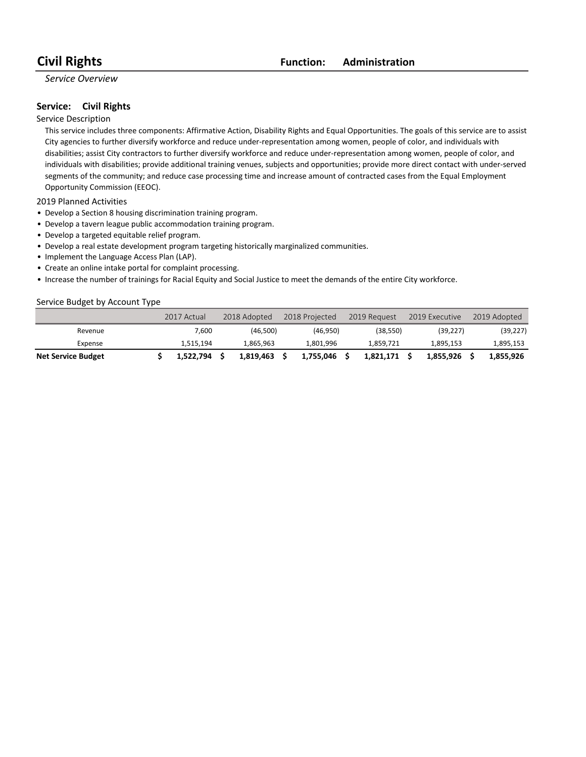# Civil Rights

**Function: Administration**

*Service Overview*

## Service: Civil Rights

Service Description

This service includes three components: Affirmative Action, Disability Rights and Equal Opportunities. The goals of this service are to assist City agencies to further diversify workforce and reduce under-representation among women, people of color, and individuals with disabilities; assist City contractors to further diversify workforce and reduce under-representation among women, people of color, and individuals with disabilities; provide additional training venues, subjects and opportunities; provide more direct contact with under-served segments of the community; and reduce case processing time and increase amount of contracted cases from the Equal Employment Opportunity Commission (EEOC).

2019 Planned Activities

- Develop a Section 8 housing discrimination training program.
- Develop a tavern league public accommodation training program.
- Develop a targeted equitable relief program.
- Develop a real estate development program targeting historically marginalized communities.
- Implement the Language Access Plan (LAP).
- Create an online intake portal for complaint processing.
- Increase the number of trainings for Racial Equity and Social Justice to meet the demands of the entire City workforce.

Service Budget by Account Type

| | 2017 Actual | 2018 Adopted | 2018 Projected | 2019 Request | 2019 Executive | 2019 Adopted |
|---|---|---|---|---|---|---|
| Revenue | 7,600 | (46,500) | (46,950) | (38,550) | (39,227) | (39,227) |
| Expense | 1,515,194 | 1,865,963 | 1,801,996 | 1,859,721 | 1,895,153 | 1,895,153 |
| **Net Service Budget** | **$ 1,522,794** | **$ 1,819,463** | **$ 1,755,046** | **$ 1,821,171** | **$ 1,855,926** | **$ 1,855,926** |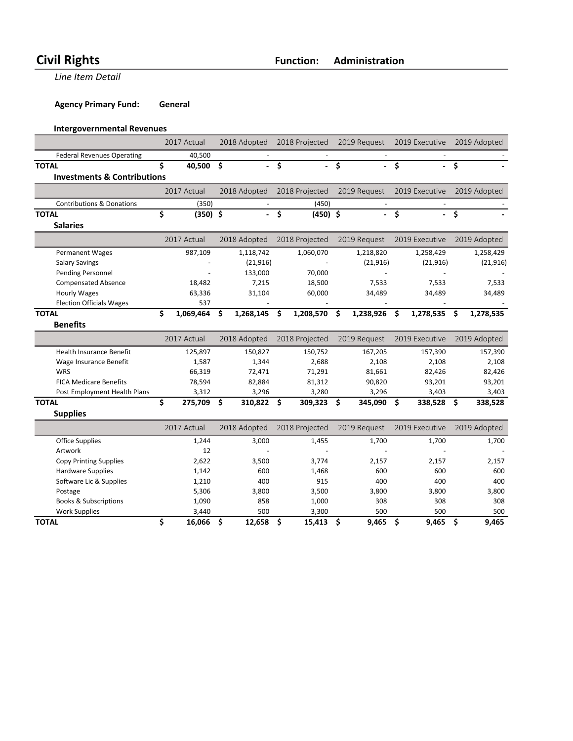# Civil Rights

**Function: Administration**

*Line Item Detail*

**Agency Primary Fund: General**

### Intergovernmental Revenues

| | 2017 Actual | 2018 Adopted | 2018 Projected | 2019 Request | 2019 Executive | 2019 Adopted |
|---|---|---|---|---|---|---|
| Federal Revenues Operating | 40,500 | - | - | - | - | - |
| **TOTAL** | **$ 40,500** | **$ -** | **$ -** | **$ -** | **$ -** | **$ -** |

### Investments & Contributions

| | 2017 Actual | 2018 Adopted | 2018 Projected | 2019 Request | 2019 Executive | 2019 Adopted |
|---|---|---|---|---|---|---|
| Contributions & Donations | (350) | - | (450) | - | - | - |
| **TOTAL** | **$ (350)** | **$ -** | **$ (450)** | **$ -** | **$ -** | **$ -** |

### Salaries

| | 2017 Actual | 2018 Adopted | 2018 Projected | 2019 Request | 2019 Executive | 2019 Adopted |
|---|---|---|---|---|---|---|
| Permanent Wages | 987,109 | 1,118,742 | 1,060,070 | 1,218,820 | 1,258,429 | 1,258,429 |
| Salary Savings | - | (21,916) | - | (21,916) | (21,916) | (21,916) |
| Pending Personnel | - | 133,000 | 70,000 | - | - | - |
| Compensated Absence | 18,482 | 7,215 | 18,500 | 7,533 | 7,533 | 7,533 |
| Hourly Wages | 63,336 | 31,104 | 60,000 | 34,489 | 34,489 | 34,489 |
| Election Officials Wages | 537 | - | - | - | - | - |
| **TOTAL** | **$ 1,069,464** | **$ 1,268,145** | **$ 1,208,570** | **$ 1,238,926** | **$ 1,278,535** | **$ 1,278,535** |

### Benefits

| | 2017 Actual | 2018 Adopted | 2018 Projected | 2019 Request | 2019 Executive | 2019 Adopted |
|---|---|---|---|---|---|---|
| Health Insurance Benefit | 125,897 | 150,827 | 150,752 | 167,205 | 157,390 | 157,390 |
| Wage Insurance Benefit | 1,587 | 1,344 | 2,688 | 2,108 | 2,108 | 2,108 |
| WRS | 66,319 | 72,471 | 71,291 | 81,661 | 82,426 | 82,426 |
| FICA Medicare Benefits | 78,594 | 82,884 | 81,312 | 90,820 | 93,201 | 93,201 |
| Post Employment Health Plans | 3,312 | 3,296 | 3,280 | 3,296 | 3,403 | 3,403 |
| **TOTAL** | **$ 275,709** | **$ 310,822** | **$ 309,323** | **$ 345,090** | **$ 338,528** | **$ 338,528** |

### Supplies

| | 2017 Actual | 2018 Adopted | 2018 Projected | 2019 Request | 2019 Executive | 2019 Adopted |
|---|---|---|---|---|---|---|
| Office Supplies | 1,244 | 3,000 | 1,455 | 1,700 | 1,700 | 1,700 |
| Artwork | 12 | - | - | - | - | - |
| Copy Printing Supplies | 2,622 | 3,500 | 3,774 | 2,157 | 2,157 | 2,157 |
| Hardware Supplies | 1,142 | 600 | 1,468 | 600 | 600 | 600 |
| Software Lic & Supplies | 1,210 | 400 | 915 | 400 | 400 | 400 |
| Postage | 5,306 | 3,800 | 3,500 | 3,800 | 3,800 | 3,800 |
| Books & Subscriptions | 1,090 | 858 | 1,000 | 308 | 308 | 308 |
| Work Supplies | 3,440 | 500 | 3,300 | 500 | 500 | 500 |
| **TOTAL** | **$ 16,066** | **$ 12,658** | **$ 15,413** | **$ 9,465** | **$ 9,465** | **$ 9,465** |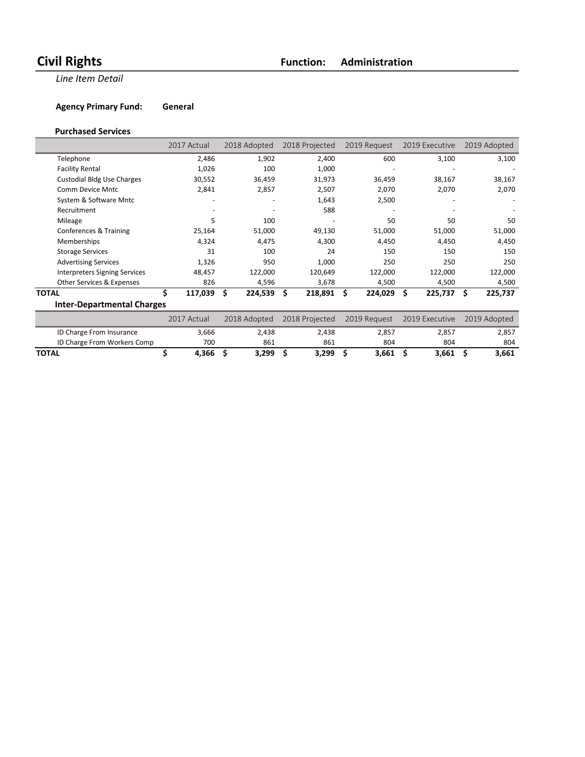# Civil Rights

**Function: Administration**

*Line Item Detail*

**Agency Primary Fund:** **General**

### Purchased Services

| | 2017 Actual | 2018 Adopted | 2018 Projected | 2019 Request | 2019 Executive | 2019 Adopted |
|---|---|---|---|---|---|---|
| Telephone | 2,486 | 1,902 | 2,400 | 600 | 3,100 | 3,100 |
| Facility Rental | 1,026 | 100 | 1,000 | - | - | - |
| Custodial Bldg Use Charges | 30,552 | 36,459 | 31,973 | 36,459 | 38,167 | 38,167 |
| Comm Device Mntc | 2,841 | 2,857 | 2,507 | 2,070 | 2,070 | 2,070 |
| System & Software Mntc | - | - | 1,643 | 2,500 | - | - |
| Recruitment | - | - | 588 | - | - | - |
| Mileage | 5 | 100 | - | 50 | 50 | 50 |
| Conferences & Training | 25,164 | 51,000 | 49,130 | 51,000 | 51,000 | 51,000 |
| Memberships | 4,324 | 4,475 | 4,300 | 4,450 | 4,450 | 4,450 |
| Storage Services | 31 | 100 | 24 | 150 | 150 | 150 |
| Advertising Services | 1,326 | 950 | 1,000 | 250 | 250 | 250 |
| Interpreters Signing Services | 48,457 | 122,000 | 120,649 | 122,000 | 122,000 | 122,000 |
| Other Services & Expenses | 826 | 4,596 | 3,678 | 4,500 | 4,500 | 4,500 |
| **TOTAL** | **$ 117,039** | **$ 224,539** | **$ 218,891** | **$ 224,029** | **$ 225,737** | **$ 225,737** |

### Inter-Departmental Charges

| | 2017 Actual | 2018 Adopted | 2018 Projected | 2019 Request | 2019 Executive | 2019 Adopted |
|---|---|---|---|---|---|---|
| ID Charge From Insurance | 3,666 | 2,438 | 2,438 | 2,857 | 2,857 | 2,857 |
| ID Charge From Workers Comp | 700 | 861 | 861 | 804 | 804 | 804 |
| **TOTAL** | **$ 4,366** | **$ 3,299** | **$ 3,299** | **$ 3,661** | **$ 3,661** | **$ 3,661** |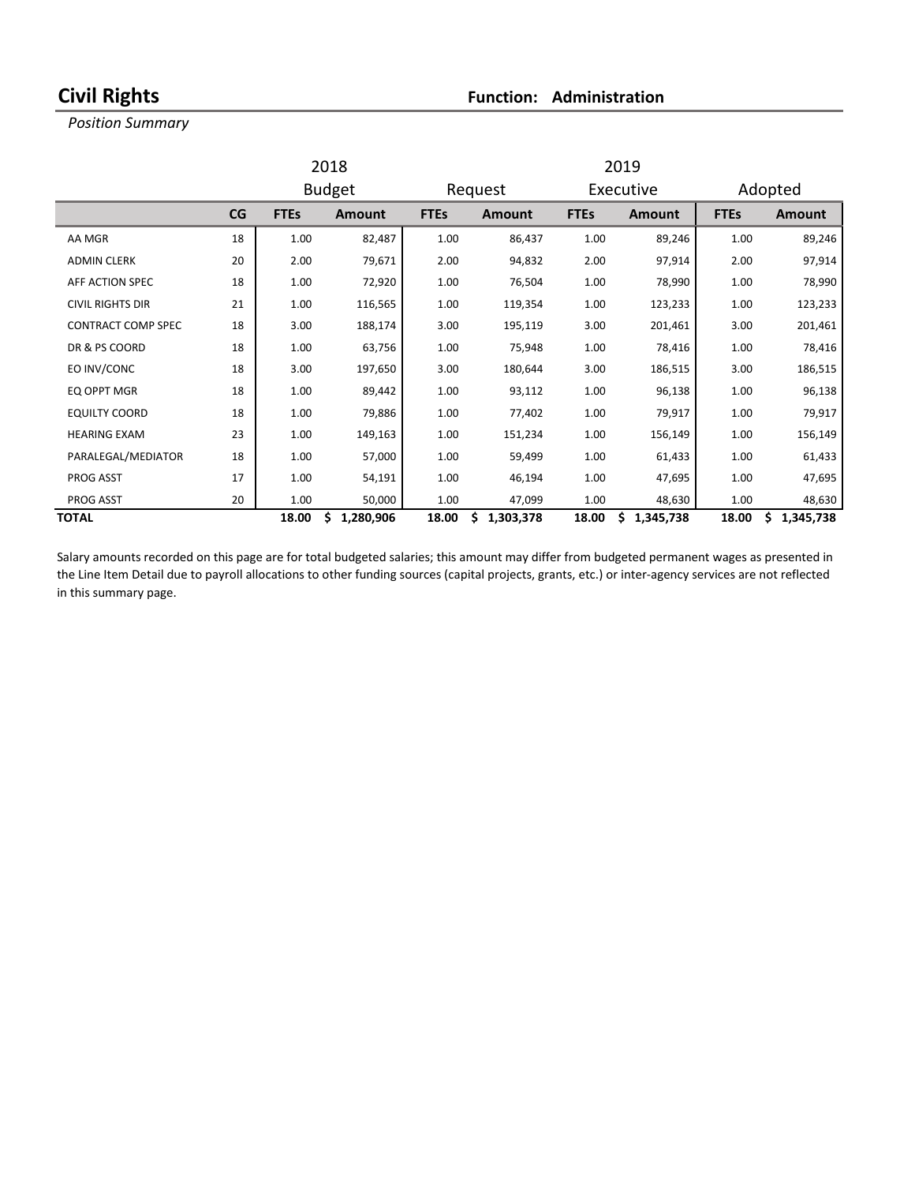# Civil Rights

**Function: Administration**

*Position Summary*

| | | 2018 | | 2019 | | | | | |
|---|---|---|---|---|---|---|---|---|---|
| | | Budget | | Request | | Executive | | Adopted | |
| | **CG** | **FTEs** | **Amount** | **FTEs** | **Amount** | **FTEs** | **Amount** | **FTEs** | **Amount** |
| AA MGR | 18 | 1.00 | 82,487 | 1.00 | 86,437 | 1.00 | 89,246 | 1.00 | 89,246 |
| ADMIN CLERK | 20 | 2.00 | 79,671 | 2.00 | 94,832 | 2.00 | 97,914 | 2.00 | 97,914 |
| AFF ACTION SPEC | 18 | 1.00 | 72,920 | 1.00 | 76,504 | 1.00 | 78,990 | 1.00 | 78,990 |
| CIVIL RIGHTS DIR | 21 | 1.00 | 116,565 | 1.00 | 119,354 | 1.00 | 123,233 | 1.00 | 123,233 |
| CONTRACT COMP SPEC | 18 | 3.00 | 188,174 | 3.00 | 195,119 | 3.00 | 201,461 | 3.00 | 201,461 |
| DR & PS COORD | 18 | 1.00 | 63,756 | 1.00 | 75,948 | 1.00 | 78,416 | 1.00 | 78,416 |
| EO INV/CONC | 18 | 3.00 | 197,650 | 3.00 | 180,644 | 3.00 | 186,515 | 3.00 | 186,515 |
| EQ OPPT MGR | 18 | 1.00 | 89,442 | 1.00 | 93,112 | 1.00 | 96,138 | 1.00 | 96,138 |
| EQUILTY COORD | 18 | 1.00 | 79,886 | 1.00 | 77,402 | 1.00 | 79,917 | 1.00 | 79,917 |
| HEARING EXAM | 23 | 1.00 | 149,163 | 1.00 | 151,234 | 1.00 | 156,149 | 1.00 | 156,149 |
| PARALEGAL/MEDIATOR | 18 | 1.00 | 57,000 | 1.00 | 59,499 | 1.00 | 61,433 | 1.00 | 61,433 |
| PROG ASST | 17 | 1.00 | 54,191 | 1.00 | 46,194 | 1.00 | 47,695 | 1.00 | 47,695 |
| PROG ASST | 20 | 1.00 | 50,000 | 1.00 | 47,099 | 1.00 | 48,630 | 1.00 | 48,630 |
| **TOTAL** | | **18.00** | **$ 1,280,906** | **18.00** | **$ 1,303,378** | **18.00** | **$ 1,345,738** | **18.00** | **$ 1,345,738** |

Salary amounts recorded on this page are for total budgeted salaries; this amount may differ from budgeted permanent wages as presented in the Line Item Detail due to payroll allocations to other funding sources (capital projects, grants, etc.) or inter-agency services are not reflected in this summary page.